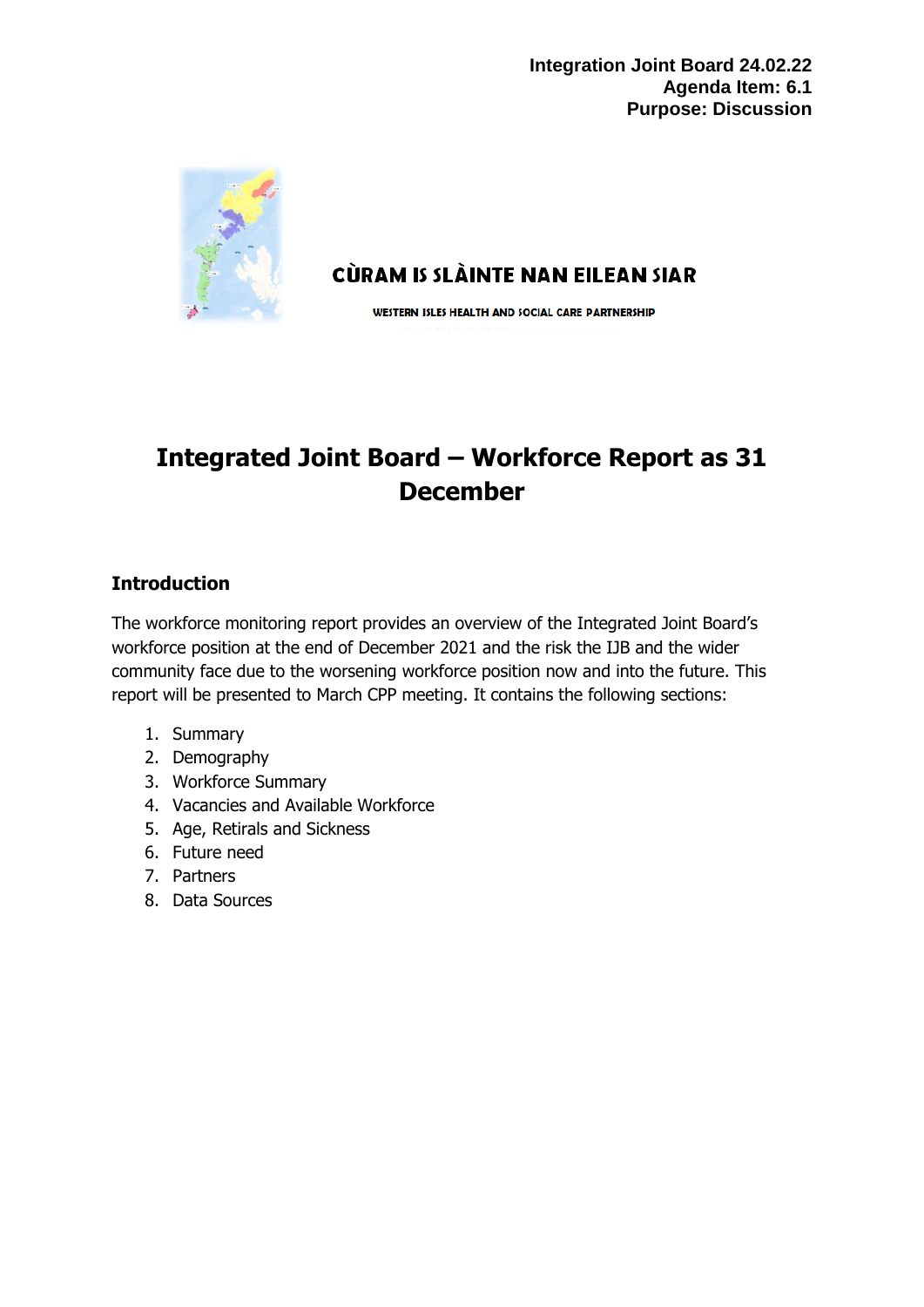**Integration Joint Board 24.02.22**
**Agenda Item: 6.1**
**Purpose: Discussion**

CÙRAM IS SLÀINTE NAN EILEAN SIAR

WESTERN ISLES HEALTH AND SOCIAL CARE PARTNERSHIP

# Integrated Joint Board – Workforce Report as 31 December

## Introduction

The workforce monitoring report provides an overview of the Integrated Joint Board's workforce position at the end of December 2021 and the risk the IJB and the wider community face due to the worsening workforce position now and into the future. This report will be presented to March CPP meeting. It contains the following sections:

1. Summary
2. Demography
3. Workforce Summary
4. Vacancies and Available Workforce
5. Age, Retirals and Sickness
6. Future need
7. Partners
8. Data Sources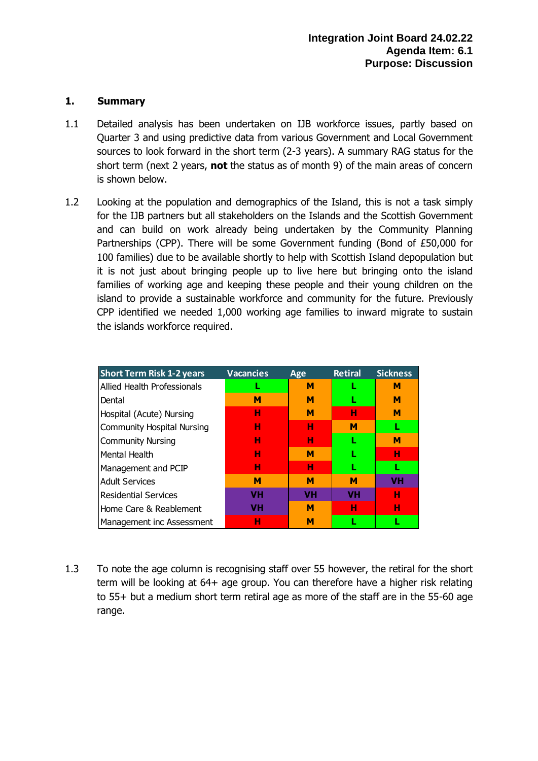**Integration Joint Board 24.02.22**
**Agenda Item: 6.1**
**Purpose: Discussion**

## 1. Summary

1.1 Detailed analysis has been undertaken on IJB workforce issues, partly based on Quarter 3 and using predictive data from various Government and Local Government sources to look forward in the short term (2-3 years). A summary RAG status for the short term (next 2 years, **not** the status as of month 9) of the main areas of concern is shown below.

1.2 Looking at the population and demographics of the Island, this is not a task simply for the IJB partners but all stakeholders on the Islands and the Scottish Government and can build on work already being undertaken by the Community Planning Partnerships (CPP). There will be some Government funding (Bond of £50,000 for 100 families) due to be available shortly to help with Scottish Island depopulation but it is not just about bringing people up to live here but bringing onto the island families of working age and keeping these people and their young children on the island to provide a sustainable workforce and community for the future. Previously CPP identified we needed 1,000 working age families to inward migrate to sustain the islands workforce required.

| Short Term Risk 1-2 years | Vacancies | Age | Retiral | Sickness |
|---|---|---|---|---|
| Allied Health Professionals | L | M | L | M |
| Dental | M | M | L | M |
| Hospital (Acute) Nursing | H | M | H | M |
| Community Hospital Nursing | H | H | M | L |
| Community Nursing | H | H | L | M |
| Mental Health | H | M | L | H |
| Management and PCIP | H | H | L | L |
| Adult Services | M | M | M | VH |
| Residential Services | VH | VH | VH | H |
| Home Care & Reablement | VH | M | H | H |
| Management inc Assessment | H | M | L | L |

1.3 To note the age column is recognising staff over 55 however, the retiral for the short term will be looking at 64+ age group. You can therefore have a higher risk relating to 55+ but a medium short term retiral age as more of the staff are in the 55-60 age range.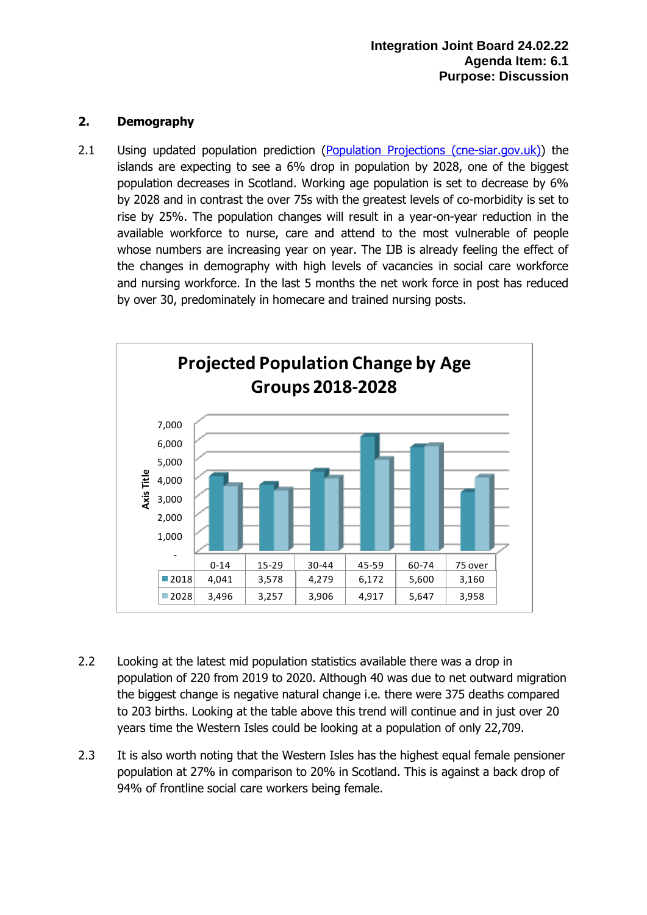**Integration Joint Board 24.02.22**
**Agenda Item: 6.1**
**Purpose: Discussion**

## 2. Demography

2.1 Using updated population prediction ([Population Projections (cne-siar.gov.uk)](Population Projections (cne-siar.gov.uk))) the islands are expecting to see a 6% drop in population by 2028, one of the biggest population decreases in Scotland. Working age population is set to decrease by 6% by 2028 and in contrast the over 75s with the greatest levels of co-morbidity is set to rise by 25%. The population changes will result in a year-on-year reduction in the available workforce to nurse, care and attend to the most vulnerable of people whose numbers are increasing year on year. The IJB is already feeling the effect of the changes in demography with high levels of vacancies in social care workforce and nursing workforce. In the last 5 months the net work force in post has reduced by over 30, predominately in homecare and trained nursing posts.

**Projected Population Change by Age Groups 2018-2028**

| | 0-14 | 15-29 | 30-44 | 45-59 | 60-74 | 75 over |
|---|---|---|---|---|---|---|
| 2018 | 4,041 | 3,578 | 4,279 | 6,172 | 5,600 | 3,160 |
| 2028 | 3,496 | 3,257 | 3,906 | 4,917 | 5,647 | 3,958 |

2.2 Looking at the latest mid population statistics available there was a drop in population of 220 from 2019 to 2020. Although 40 was due to net outward migration the biggest change is negative natural change i.e. there were 375 deaths compared to 203 births. Looking at the table above this trend will continue and in just over 20 years time the Western Isles could be looking at a population of only 22,709.

2.3 It is also worth noting that the Western Isles has the highest equal female pensioner population at 27% in comparison to 20% in Scotland. This is against a back drop of 94% of frontline social care workers being female.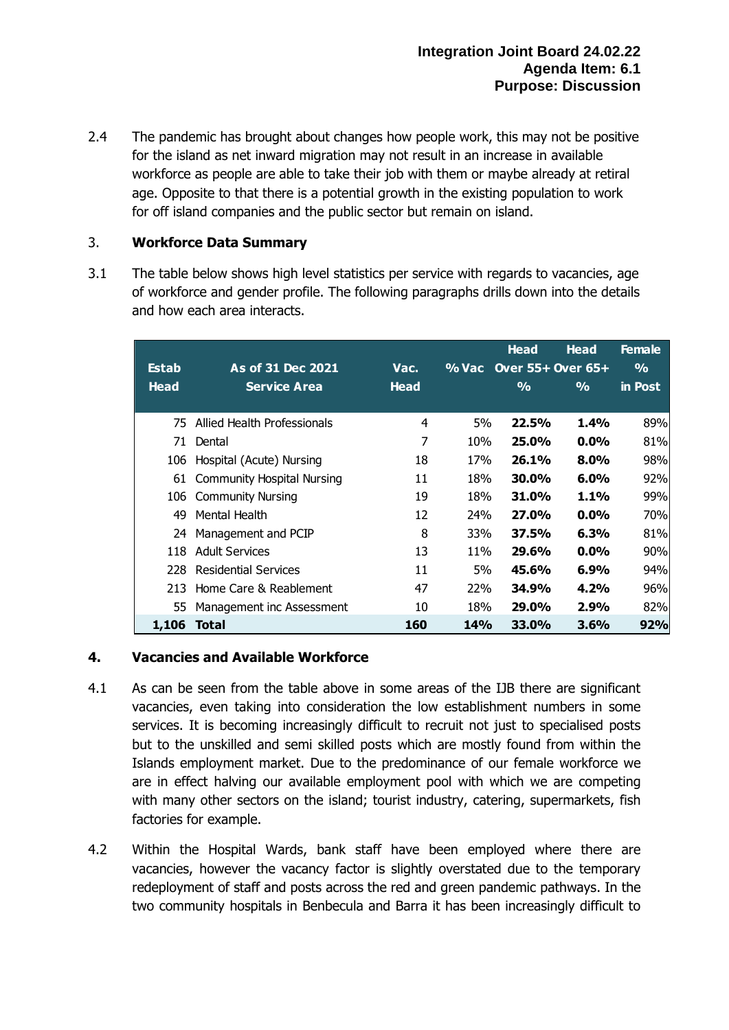2.4 The pandemic has brought about changes how people work, this may not be positive for the island as net inward migration may not result in an increase in available workforce as people are able to take their job with them or maybe already at retiral age. Opposite to that there is a potential growth in the existing population to work for off island companies and the public sector but remain on island.

## 3. Workforce Data Summary

3.1 The table below shows high level statistics per service with regards to vacancies, age of workforce and gender profile. The following paragraphs drills down into the details and how each area interacts.

| Estab Head | As of 31 Dec 2021 Service Area | Vac. Head | % Vac | Head Over 55+ % | Head Over 65+ % | Female % in Post |
|---|---|---|---|---|---|---|
| 75 | Allied Health Professionals | 4 | 5% | **22.5%** | **1.4%** | 89% |
| 71 | Dental | 7 | 10% | **25.0%** | **0.0%** | 81% |
| 106 | Hospital (Acute) Nursing | 18 | 17% | **26.1%** | **8.0%** | 98% |
| 61 | Community Hospital Nursing | 11 | 18% | **30.0%** | **6.0%** | 92% |
| 106 | Community Nursing | 19 | 18% | **31.0%** | **1.1%** | 99% |
| 49 | Mental Health | 12 | 24% | **27.0%** | **0.0%** | 70% |
| 24 | Management and PCIP | 8 | 33% | **37.5%** | **6.3%** | 81% |
| 118 | Adult Services | 13 | 11% | **29.6%** | **0.0%** | 90% |
| 228 | Residential Services | 11 | 5% | **45.6%** | **6.9%** | 94% |
| 213 | Home Care & Reablement | 47 | 22% | **34.9%** | **4.2%** | 96% |
| 55 | Management inc Assessment | 10 | 18% | **29.0%** | **2.9%** | 82% |
| **1,106** | **Total** | **160** | **14%** | **33.0%** | **3.6%** | **92%** |

## 4. Vacancies and Available Workforce

4.1 As can be seen from the table above in some areas of the IJB there are significant vacancies, even taking into consideration the low establishment numbers in some services. It is becoming increasingly difficult to recruit not just to specialised posts but to the unskilled and semi skilled posts which are mostly found from within the Islands employment market. Due to the predominance of our female workforce we are in effect halving our available employment pool with which we are competing with many other sectors on the island; tourist industry, catering, supermarkets, fish factories for example.

4.2 Within the Hospital Wards, bank staff have been employed where there are vacancies, however the vacancy factor is slightly overstated due to the temporary redeployment of staff and posts across the red and green pandemic pathways. In the two community hospitals in Benbecula and Barra it has been increasingly difficult to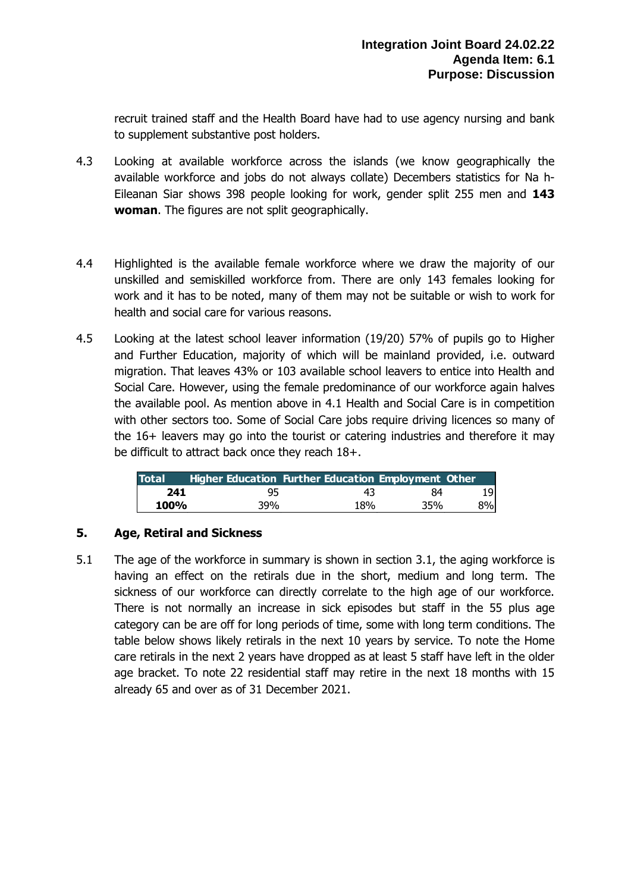recruit trained staff and the Health Board have had to use agency nursing and bank to supplement substantive post holders.

4.3 Looking at available workforce across the islands (we know geographically the available workforce and jobs do not always collate) Decembers statistics for Na h-Eileanan Siar shows 398 people looking for work, gender split 255 men and **143 woman**. The figures are not split geographically.

4.4 Highlighted is the available female workforce where we draw the majority of our unskilled and semiskilled workforce from. There are only 143 females looking for work and it has to be noted, many of them may not be suitable or wish to work for health and social care for various reasons.

4.5 Looking at the latest school leaver information (19/20) 57% of pupils go to Higher and Further Education, majority of which will be mainland provided, i.e. outward migration. That leaves 43% or 103 available school leavers to entice into Health and Social Care. However, using the female predominance of our workforce again halves the available pool. As mention above in 4.1 Health and Social Care is in competition with other sectors too. Some of Social Care jobs require driving licences so many of the 16+ leavers may go into the tourist or catering industries and therefore it may be difficult to attract back once they reach 18+.

| Total | Higher Education | Further Education | Employment | Other |
|---|---|---|---|---|
| **241** | 95 | 43 | 84 | 19 |
| **100%** | 39% | 18% | 35% | 8% |

## 5. Age, Retiral and Sickness

5.1 The age of the workforce in summary is shown in section 3.1, the aging workforce is having an effect on the retirals due in the short, medium and long term. The sickness of our workforce can directly correlate to the high age of our workforce. There is not normally an increase in sick episodes but staff in the 55 plus age category can be are off for long periods of time, some with long term conditions. The table below shows likely retirals in the next 10 years by service. To note the Home care retirals in the next 2 years have dropped as at least 5 staff have left in the older age bracket. To note 22 residential staff may retire in the next 18 months with 15 already 65 and over as of 31 December 2021.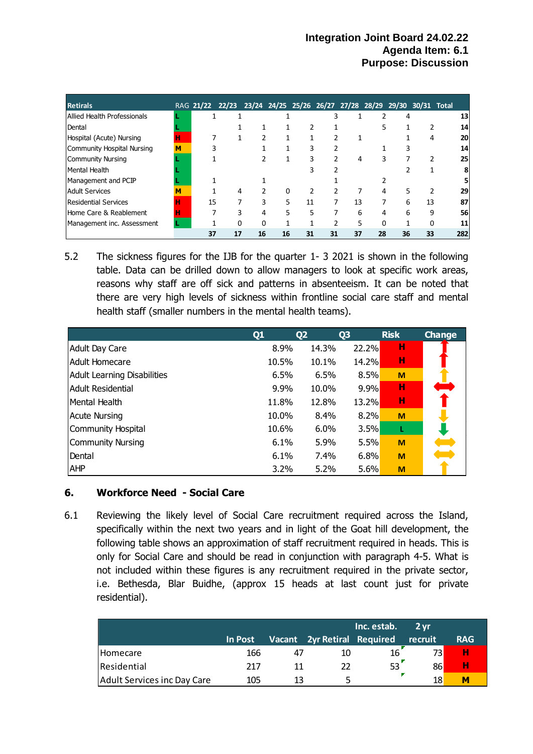| Retirals | RAG | 21/22 | 22/23 | 23/24 | 24/25 | 25/26 | 26/27 | 27/28 | 28/29 | 29/30 | 30/31 | Total |
|---|---|---|---|---|---|---|---|---|---|---|---|---|
| Allied Health Professionals | L | 1 | 1 | | 1 | | 3 | 1 | 2 | 4 | | 13 |
| Dental | L | | 1 | 1 | 1 | 2 | 1 | | 5 | 1 | 2 | 14 |
| Hospital (Acute) Nursing | H | 7 | 1 | 2 | 1 | 1 | 2 | 1 | | 1 | 4 | 20 |
| Community Hospital Nursing | M | 3 | | 1 | 1 | 3 | 2 | | 1 | 3 | | 14 |
| Community Nursing | L | 1 | | 2 | 1 | 3 | 2 | 4 | 3 | 7 | 2 | 25 |
| Mental Health | L | | | | | 3 | 2 | | | 2 | 1 | 8 |
| Management and PCIP | L | 1 | | 1 | | | 1 | | 2 | | | 5 |
| Adult Services | M | 1 | 4 | 2 | 0 | 2 | 2 | 7 | 4 | 5 | 2 | 29 |
| Residential Services | H | 15 | 7 | 3 | 5 | 11 | 7 | 13 | 7 | 6 | 13 | 87 |
| Home Care & Reablement | H | 7 | 3 | 4 | 5 | 5 | 7 | 6 | 4 | 6 | 9 | 56 |
| Management inc. Assessment | L | 1 | 0 | 0 | 1 | 1 | 2 | 5 | 0 | 1 | 0 | 11 |
| | | 37 | 17 | 16 | 16 | 31 | 31 | 37 | 28 | 36 | 33 | 282 |

5.2 The sickness figures for the IJB for the quarter 1- 3 2021 is shown in the following table. Data can be drilled down to allow managers to look at specific work areas, reasons why staff are off sick and patterns in absenteeism. It can be noted that there are very high levels of sickness within frontline social care staff and mental health staff (smaller numbers in the mental health teams).

| | Q1 | Q2 | Q3 | Risk | Change |
|---|---|---|---|---|---|
| Adult Day Care | 8.9% | 14.3% | 22.2% | H | ↑ |
| Adult Homecare | 10.5% | 10.1% | 14.2% | H | ↑ |
| Adult Learning Disabilities | 6.5% | 6.5% | 8.5% | M | ↑ |
| Adult Residential | 9.9% | 10.0% | 9.9% | H | ↔ |
| Mental Health | 11.8% | 12.8% | 13.2% | H | ↑ |
| Acute Nursing | 10.0% | 8.4% | 8.2% | M | ↓ |
| Community Hospital | 10.6% | 6.0% | 3.5% | L | ↓ |
| Community Nursing | 6.1% | 5.9% | 5.5% | M | ↔ |
| Dental | 6.1% | 7.4% | 6.8% | M | ↔ |
| AHP | 3.2% | 5.2% | 5.6% | M | ↑ |

## 6. Workforce Need - Social Care

6.1 Reviewing the likely level of Social Care recruitment required across the Island, specifically within the next two years and in light of the Goat hill development, the following table shows an approximation of staff recruitment required in heads. This is only for Social Care and should be read in conjunction with paragraph 4-5. What is not included within these figures is any recruitment required in the private sector, i.e. Bethesda, Blar Buidhe, (approx 15 heads at last count just for private residential).

| | In Post | Vacant | 2yr Retiral | Inc. estab. Required | 2 yr recruit | RAG |
|---|---|---|---|---|---|---|
| Homecare | 166 | 47 | 10 | 16 | 73 | H |
| Residential | 217 | 11 | 22 | 53 | 86 | H |
| Adult Services inc Day Care | 105 | 13 | 5 | | 18 | M |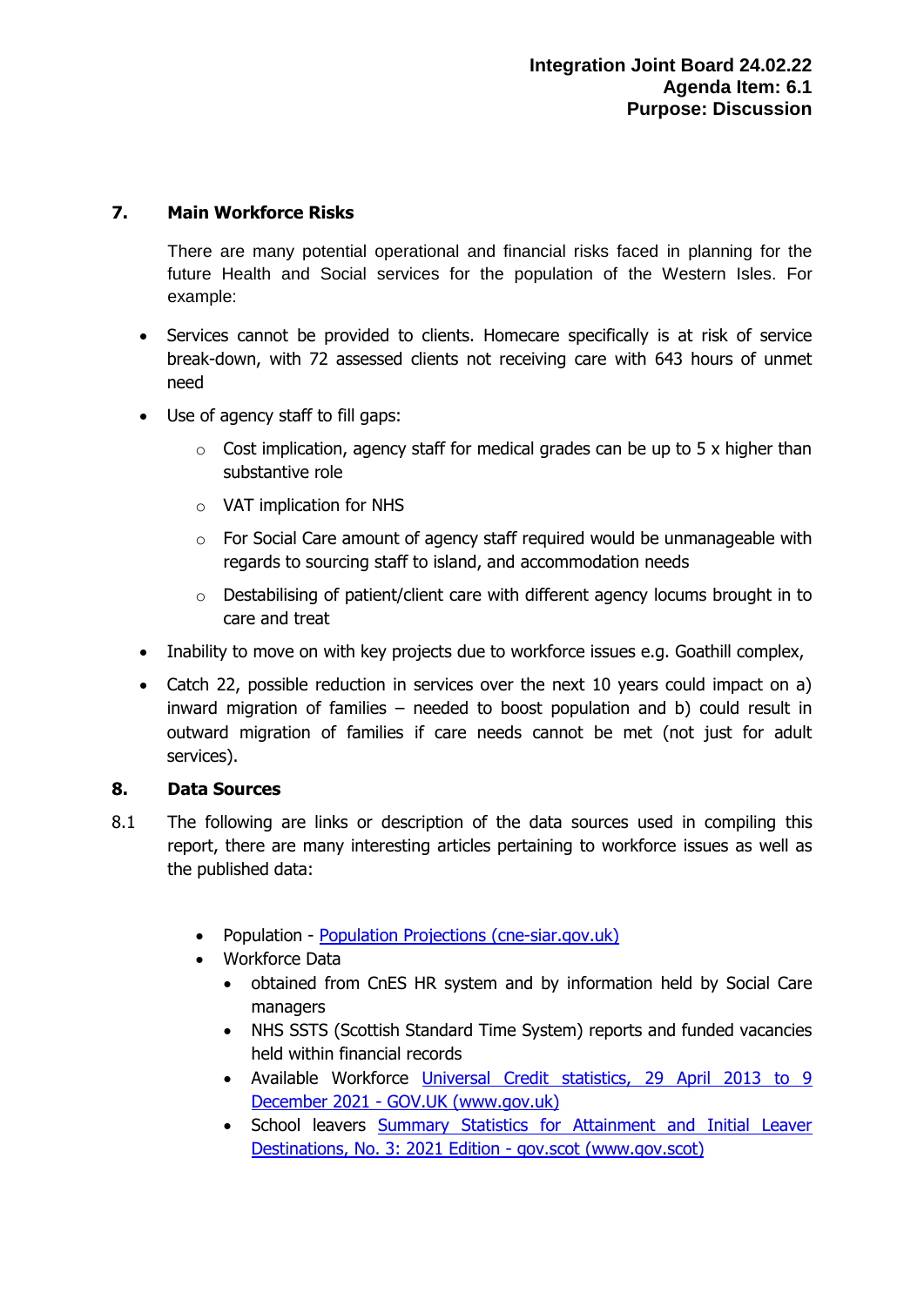## 7. Main Workforce Risks

There are many potential operational and financial risks faced in planning for the future Health and Social services for the population of the Western Isles. For example:

- Services cannot be provided to clients. Homecare specifically is at risk of service break-down, with 72 assessed clients not receiving care with 643 hours of unmet need
- Use of agency staff to fill gaps:
    - Cost implication, agency staff for medical grades can be up to 5 x higher than substantive role
    - VAT implication for NHS
    - For Social Care amount of agency staff required would be unmanageable with regards to sourcing staff to island, and accommodation needs
    - Destabilising of patient/client care with different agency locums brought in to care and treat
- Inability to move on with key projects due to workforce issues e.g. Goathill complex,
- Catch 22, possible reduction in services over the next 10 years could impact on a) inward migration of families – needed to boost population and b) could result in outward migration of families if care needs cannot be met (not just for adult services).

## 8. Data Sources

8.1 The following are links or description of the data sources used in compiling this report, there are many interesting articles pertaining to workforce issues as well as the published data:

- Population - Population Projections (cne-siar.gov.uk)
- Workforce Data
    - obtained from CnES HR system and by information held by Social Care managers
    - NHS SSTS (Scottish Standard Time System) reports and funded vacancies held within financial records
    - Available Workforce Universal Credit statistics, 29 April 2013 to 9 December 2021 - GOV.UK (www.gov.uk)
    - School leavers Summary Statistics for Attainment and Initial Leaver Destinations, No. 3: 2021 Edition - gov.scot (www.gov.scot)